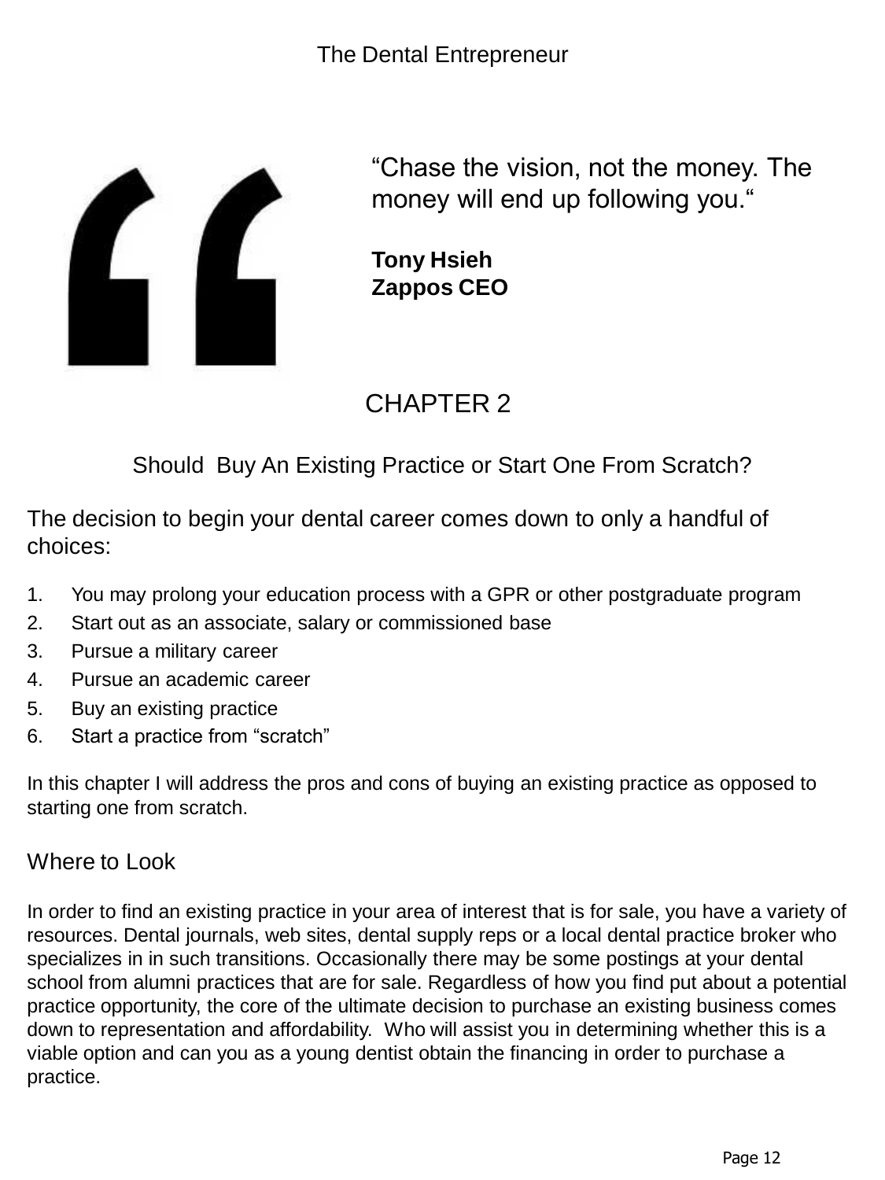> "Chase the vision, not the money. The money will end up following you."
>
> **Tony Hsieh**
> **Zappos CEO**

# CHAPTER 2

## Should Buy An Existing Practice or Start One From Scratch?

The decision to begin your dental career comes down to only a handful of choices:

1. You may prolong your education process with a GPR or other postgraduate program
2. Start out as an associate, salary or commissioned base
3. Pursue a military career
4. Pursue an academic career
5. Buy an existing practice
6. Start a practice from "scratch"

In this chapter I will address the pros and cons of buying an existing practice as opposed to starting one from scratch.

### Where to Look

In order to find an existing practice in your area of interest that is for sale, you have a variety of resources. Dental journals, web sites, dental supply reps or a local dental practice broker who specializes in in such transitions. Occasionally there may be some postings at your dental school from alumni practices that are for sale. Regardless of how you find put about a potential practice opportunity, the core of the ultimate decision to purchase an existing business comes down to representation and affordability. Who will assist you in determining whether this is a viable option and can you as a young dentist obtain the financing in order to purchase a practice.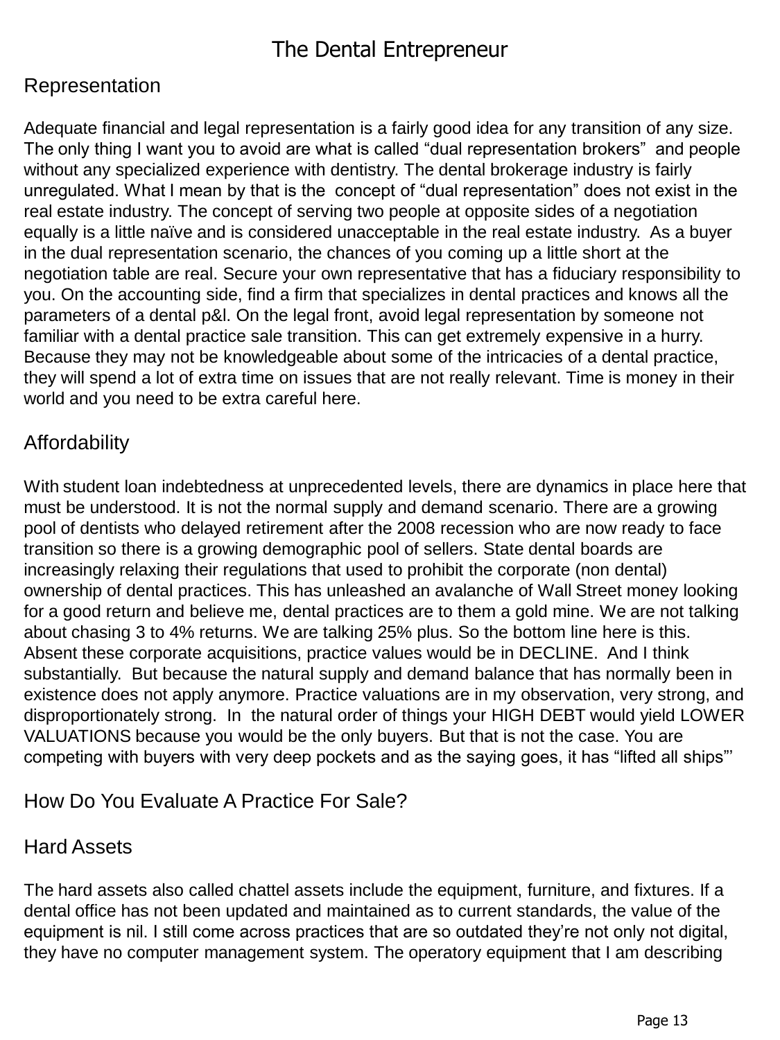## Representation

Adequate financial and legal representation is a fairly good idea for any transition of any size. The only thing I want you to avoid are what is called "dual representation brokers" and people without any specialized experience with dentistry. The dental brokerage industry is fairly unregulated. What I mean by that is the concept of "dual representation" does not exist in the real estate industry. The concept of serving two people at opposite sides of a negotiation equally is a little naïve and is considered unacceptable in the real estate industry. As a buyer in the dual representation scenario, the chances of you coming up a little short at the negotiation table are real. Secure your own representative that has a fiduciary responsibility to you. On the accounting side, find a firm that specializes in dental practices and knows all the parameters of a dental p&l. On the legal front, avoid legal representation by someone not familiar with a dental practice sale transition. This can get extremely expensive in a hurry. Because they may not be knowledgeable about some of the intricacies of a dental practice, they will spend a lot of extra time on issues that are not really relevant. Time is money in their world and you need to be extra careful here.

## Affordability

With student loan indebtedness at unprecedented levels, there are dynamics in place here that must be understood. It is not the normal supply and demand scenario. There are a growing pool of dentists who delayed retirement after the 2008 recession who are now ready to face transition so there is a growing demographic pool of sellers. State dental boards are increasingly relaxing their regulations that used to prohibit the corporate (non dental) ownership of dental practices. This has unleashed an avalanche of Wall Street money looking for a good return and believe me, dental practices are to them a gold mine. We are not talking about chasing 3 to 4% returns. We are talking 25% plus. So the bottom line here is this. Absent these corporate acquisitions, practice values would be in DECLINE. And I think substantially. But because the natural supply and demand balance that has normally been in existence does not apply anymore. Practice valuations are in my observation, very strong, and disproportionately strong. In the natural order of things your HIGH DEBT would yield LOWER VALUATIONS because you would be the only buyers. But that is not the case. You are competing with buyers with very deep pockets and as the saying goes, it has "lifted all ships"'

## How Do You Evaluate A Practice For Sale?

### Hard Assets

The hard assets also called chattel assets include the equipment, furniture, and fixtures. If a dental office has not been updated and maintained as to current standards, the value of the equipment is nil. I still come across practices that are so outdated they're not only not digital, they have no computer management system. The operatory equipment that I am describing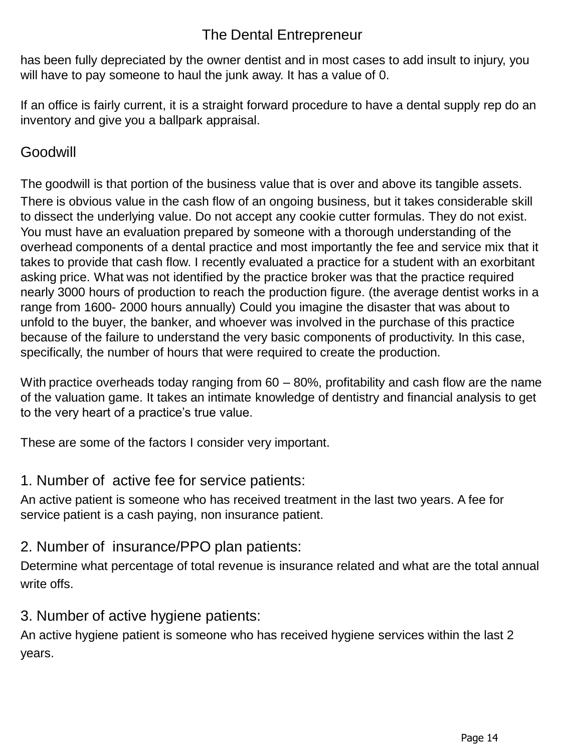has been fully depreciated by the owner dentist and in most cases to add insult to injury, you will have to pay someone to haul the junk away. It has a value of 0.

If an office is fairly current, it is a straight forward procedure to have a dental supply rep do an inventory and give you a ballpark appraisal.

## Goodwill

The goodwill is that portion of the business value that is over and above its tangible assets. There is obvious value in the cash flow of an ongoing business, but it takes considerable skill to dissect the underlying value. Do not accept any cookie cutter formulas. They do not exist. You must have an evaluation prepared by someone with a thorough understanding of the overhead components of a dental practice and most importantly the fee and service mix that it takes to provide that cash flow. I recently evaluated a practice for a student with an exorbitant asking price. What was not identified by the practice broker was that the practice required nearly 3000 hours of production to reach the production figure. (the average dentist works in a range from 1600- 2000 hours annually) Could you imagine the disaster that was about to unfold to the buyer, the banker, and whoever was involved in the purchase of this practice because of the failure to understand the very basic components of productivity. In this case, specifically, the number of hours that were required to create the production.

With practice overheads today ranging from 60 – 80%, profitability and cash flow are the name of the valuation game. It takes an intimate knowledge of dentistry and financial analysis to get to the very heart of a practice's true value.

These are some of the factors I consider very important.

### 1. Number of active fee for service patients:

An active patient is someone who has received treatment in the last two years. A fee for service patient is a cash paying, non insurance patient.

### 2. Number of insurance/PPO plan patients:

Determine what percentage of total revenue is insurance related and what are the total annual write offs.

### 3. Number of active hygiene patients:

An active hygiene patient is someone who has received hygiene services within the last 2 years.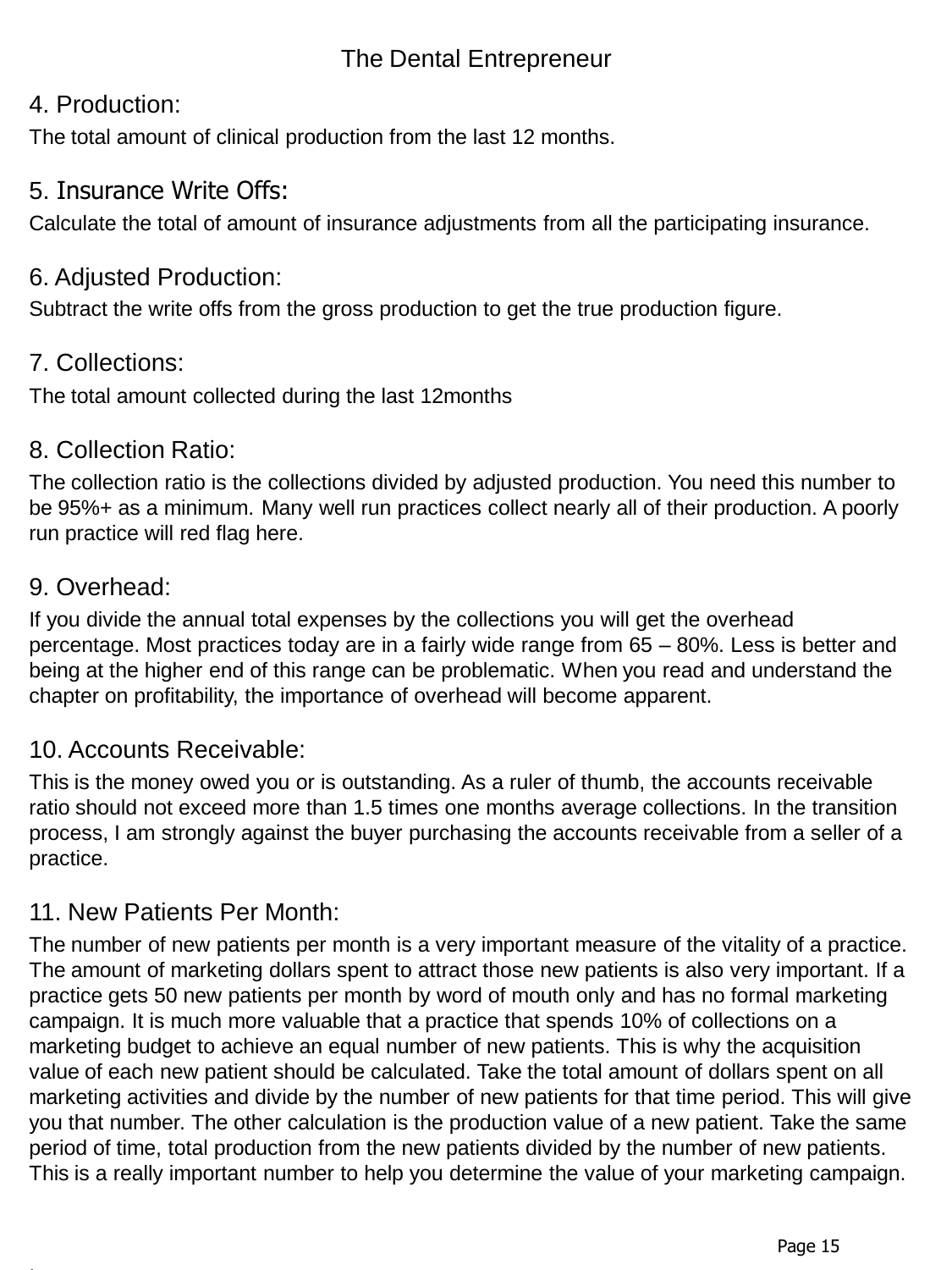### 4. Production:

The total amount of clinical production from the last 12 months.

### 5. Insurance Write Offs:

Calculate the total of amount of insurance adjustments from all the participating insurance.

### 6. Adjusted Production:

Subtract the write offs from the gross production to get the true production figure.

### 7. Collections:

The total amount collected during the last 12months

### 8. Collection Ratio:

The collection ratio is the collections divided by adjusted production. You need this number to be 95%+ as a minimum. Many well run practices collect nearly all of their production. A poorly run practice will red flag here.

### 9. Overhead:

If you divide the annual total expenses by the collections you will get the overhead percentage. Most practices today are in a fairly wide range from 65 – 80%. Less is better and being at the higher end of this range can be problematic. When you read and understand the chapter on profitability, the importance of overhead will become apparent.

### 10. Accounts Receivable:

This is the money owed you or is outstanding. As a ruler of thumb, the accounts receivable ratio should not exceed more than 1.5 times one months average collections. In the transition process, I am strongly against the buyer purchasing the accounts receivable from a seller of a practice.

### 11. New Patients Per Month:

The number of new patients per month is a very important measure of the vitality of a practice. The amount of marketing dollars spent to attract those new patients is also very important. If a practice gets 50 new patients per month by word of mouth only and has no formal marketing campaign. It is much more valuable that a practice that spends 10% of collections on a marketing budget to achieve an equal number of new patients. This is why the acquisition value of each new patient should be calculated. Take the total amount of dollars spent on all marketing activities and divide by the number of new patients for that time period. This will give you that number. The other calculation is the production value of a new patient. Take the same period of time, total production from the new patients divided by the number of new patients. This is a really important number to help you determine the value of your marketing campaign.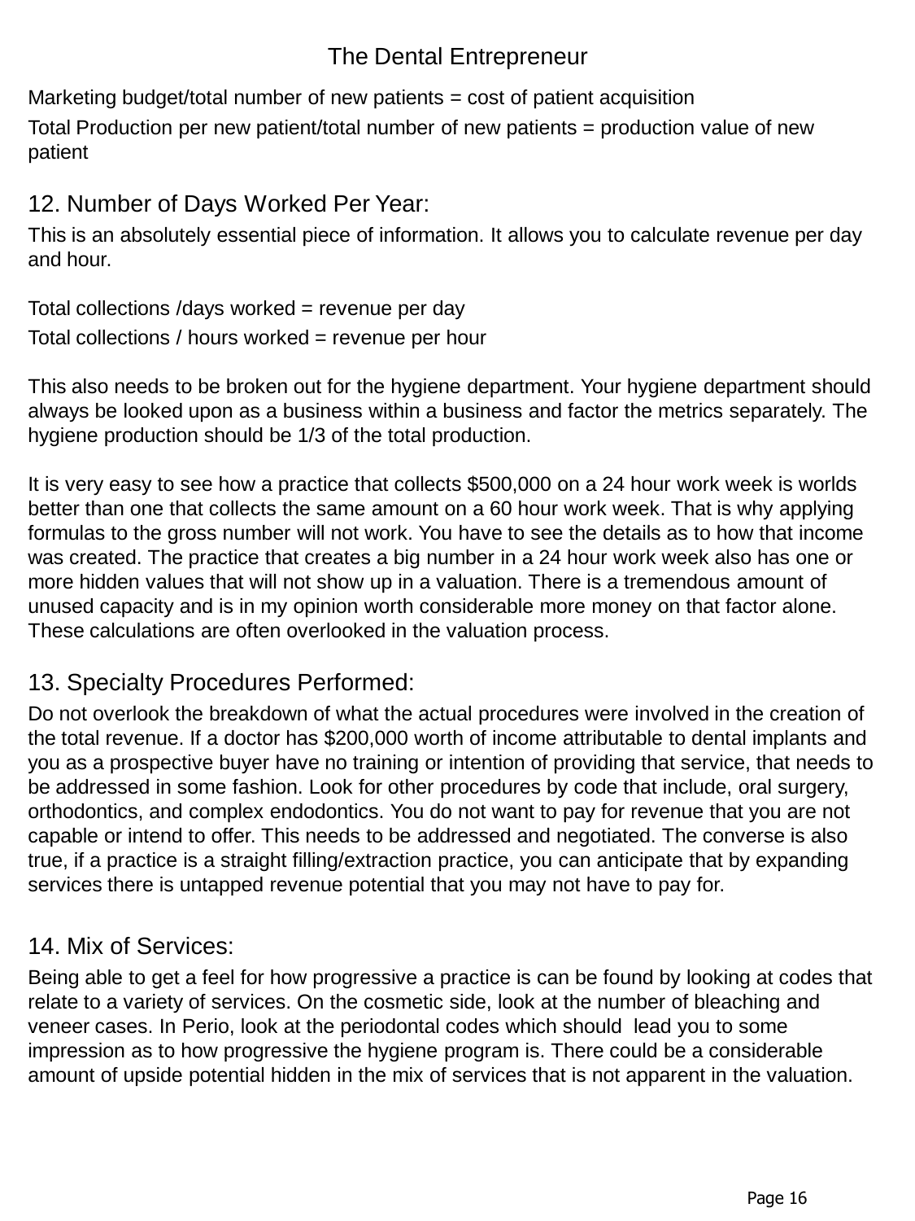Marketing budget/total number of new patients = cost of patient acquisition

Total Production per new patient/total number of new patients = production value of new patient

## 12. Number of Days Worked Per Year:

This is an absolutely essential piece of information. It allows you to calculate revenue per day and hour.

Total collections /days worked = revenue per day

Total collections / hours worked = revenue per hour

This also needs to be broken out for the hygiene department. Your hygiene department should always be looked upon as a business within a business and factor the metrics separately. The hygiene production should be 1/3 of the total production.

It is very easy to see how a practice that collects $500,000 on a 24 hour work week is worlds better than one that collects the same amount on a 60 hour work week. That is why applying formulas to the gross number will not work. You have to see the details as to how that income was created. The practice that creates a big number in a 24 hour work week also has one or more hidden values that will not show up in a valuation. There is a tremendous amount of unused capacity and is in my opinion worth considerable more money on that factor alone. These calculations are often overlooked in the valuation process.

## 13. Specialty Procedures Performed:

Do not overlook the breakdown of what the actual procedures were involved in the creation of the total revenue. If a doctor has $200,000 worth of income attributable to dental implants and you as a prospective buyer have no training or intention of providing that service, that needs to be addressed in some fashion. Look for other procedures by code that include, oral surgery, orthodontics, and complex endodontics. You do not want to pay for revenue that you are not capable or intend to offer. This needs to be addressed and negotiated. The converse is also true, if a practice is a straight filling/extraction practice, you can anticipate that by expanding services there is untapped revenue potential that you may not have to pay for.

## 14. Mix of Services:

Being able to get a feel for how progressive a practice is can be found by looking at codes that relate to a variety of services. On the cosmetic side, look at the number of bleaching and veneer cases. In Perio, look at the periodontal codes which should lead you to some impression as to how progressive the hygiene program is. There could be a considerable amount of upside potential hidden in the mix of services that is not apparent in the valuation.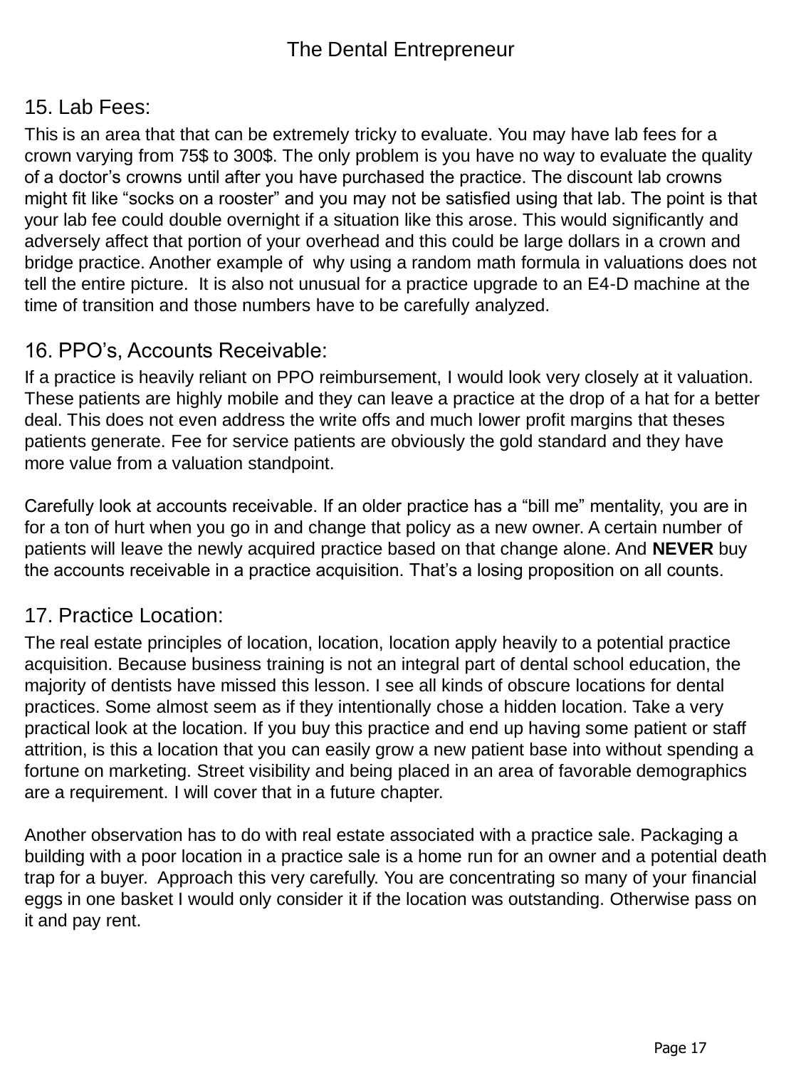## 15. Lab Fees:

This is an area that that can be extremely tricky to evaluate. You may have lab fees for a crown varying from 75$ to 300$. The only problem is you have no way to evaluate the quality of a doctor's crowns until after you have purchased the practice. The discount lab crowns might fit like "socks on a rooster" and you may not be satisfied using that lab. The point is that your lab fee could double overnight if a situation like this arose. This would significantly and adversely affect that portion of your overhead and this could be large dollars in a crown and bridge practice. Another example of why using a random math formula in valuations does not tell the entire picture. It is also not unusual for a practice upgrade to an E4-D machine at the time of transition and those numbers have to be carefully analyzed.

## 16. PPO's, Accounts Receivable:

If a practice is heavily reliant on PPO reimbursement, I would look very closely at it valuation. These patients are highly mobile and they can leave a practice at the drop of a hat for a better deal. This does not even address the write offs and much lower profit margins that theses patients generate. Fee for service patients are obviously the gold standard and they have more value from a valuation standpoint.

Carefully look at accounts receivable. If an older practice has a "bill me" mentality, you are in for a ton of hurt when you go in and change that policy as a new owner. A certain number of patients will leave the newly acquired practice based on that change alone. And **NEVER** buy the accounts receivable in a practice acquisition. That's a losing proposition on all counts.

## 17. Practice Location:

The real estate principles of location, location, location apply heavily to a potential practice acquisition. Because business training is not an integral part of dental school education, the majority of dentists have missed this lesson. I see all kinds of obscure locations for dental practices. Some almost seem as if they intentionally chose a hidden location. Take a very practical look at the location. If you buy this practice and end up having some patient or staff attrition, is this a location that you can easily grow a new patient base into without spending a fortune on marketing. Street visibility and being placed in an area of favorable demographics are a requirement. I will cover that in a future chapter.

Another observation has to do with real estate associated with a practice sale. Packaging a building with a poor location in a practice sale is a home run for an owner and a potential death trap for a buyer. Approach this very carefully. You are concentrating so many of your financial eggs in one basket I would only consider it if the location was outstanding. Otherwise pass on it and pay rent.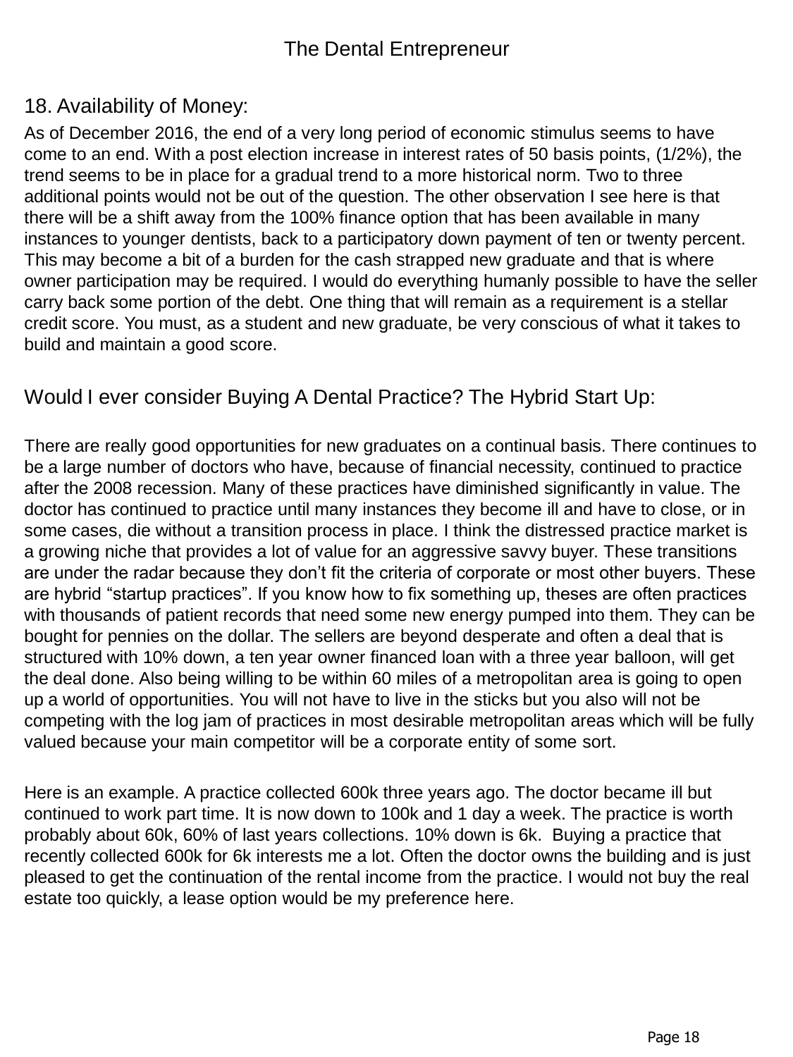## 18. Availability of Money:

As of December 2016, the end of a very long period of economic stimulus seems to have come to an end. With a post election increase in interest rates of 50 basis points, (1/2%), the trend seems to be in place for a gradual trend to a more historical norm. Two to three additional points would not be out of the question. The other observation I see here is that there will be a shift away from the 100% finance option that has been available in many instances to younger dentists, back to a participatory down payment of ten or twenty percent. This may become a bit of a burden for the cash strapped new graduate and that is where owner participation may be required. I would do everything humanly possible to have the seller carry back some portion of the debt. One thing that will remain as a requirement is a stellar credit score. You must, as a student and new graduate, be very conscious of what it takes to build and maintain a good score.

## Would I ever consider Buying A Dental Practice? The Hybrid Start Up:

There are really good opportunities for new graduates on a continual basis. There continues to be a large number of doctors who have, because of financial necessity, continued to practice after the 2008 recession. Many of these practices have diminished significantly in value. The doctor has continued to practice until many instances they become ill and have to close, or in some cases, die without a transition process in place. I think the distressed practice market is a growing niche that provides a lot of value for an aggressive savvy buyer. These transitions are under the radar because they don't fit the criteria of corporate or most other buyers. These are hybrid "startup practices". If you know how to fix something up, theses are often practices with thousands of patient records that need some new energy pumped into them. They can be bought for pennies on the dollar. The sellers are beyond desperate and often a deal that is structured with 10% down, a ten year owner financed loan with a three year balloon, will get the deal done. Also being willing to be within 60 miles of a metropolitan area is going to open up a world of opportunities. You will not have to live in the sticks but you also will not be competing with the log jam of practices in most desirable metropolitan areas which will be fully valued because your main competitor will be a corporate entity of some sort.

Here is an example. A practice collected 600k three years ago. The doctor became ill but continued to work part time. It is now down to 100k and 1 day a week. The practice is worth probably about 60k, 60% of last years collections. 10% down is 6k. Buying a practice that recently collected 600k for 6k interests me a lot. Often the doctor owns the building and is just pleased to get the continuation of the rental income from the practice. I would not buy the real estate too quickly, a lease option would be my preference here.